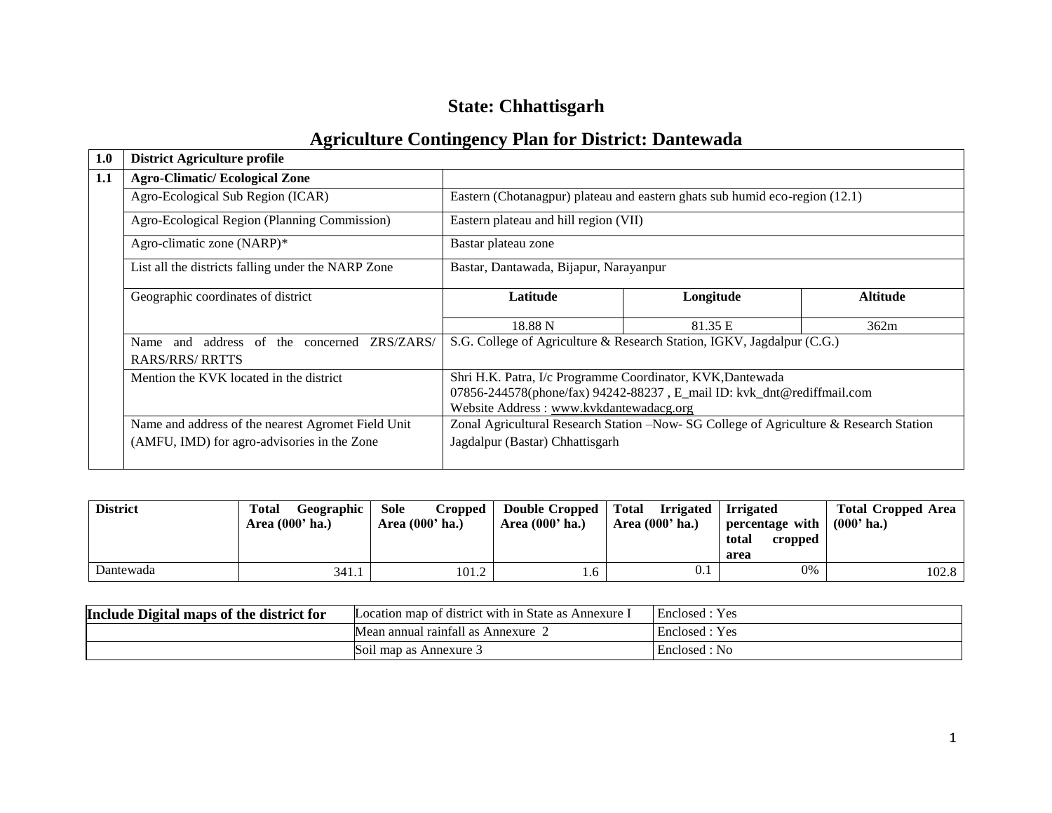# State: Chhattisgarh

## Agriculture Contingency Plan for District: Dantewada

| 1.0 | District Agriculture profile | | | |
|---|---|---|---|---|
| 1.1 | **Agro-Climatic/ Ecological Zone** | | | |
| | Agro-Ecological Sub Region (ICAR) | Eastern (Chotanagpur) plateau and eastern ghats sub humid eco-region (12.1) | | |
| | Agro-Ecological Region (Planning Commission) | Eastern plateau and hill region (VII) | | |
| | Agro-climatic zone (NARP)* | Bastar plateau zone | | |
| | List all the districts falling under the NARP Zone | Bastar, Dantawada, Bijapur, Narayanpur | | |
| | Geographic coordinates of district | **Latitude** | **Longitude** | **Altitude** |
| | | 18.88 N | 81.35 E | 362m |
| | Name and address of the concerned ZRS/ZARS/ RARS/RRS/ RRTTS | S.G. College of Agriculture & Research Station, IGKV, Jagdalpur (C.G.) | | |
| | Mention the KVK located in the district | Shri H.K. Patra, I/c Programme Coordinator, KVK,Dantewada<br>07856-244578(phone/fax) 94242-88237 , E_mail ID: kvk_dnt@rediffmail.com<br>Website Address : www.kvkdantewadacg.org | | |
| | Name and address of the nearest Agromet Field Unit (AMFU, IMD) for agro-advisories in the Zone | Zonal Agricultural Research Station –Now- SG College of Agriculture & Research Station Jagdalpur (Bastar) Chhattisgarh | | |

| District | Total Geographic Area (000' ha.) | Sole Cropped Area (000' ha.) | Double Cropped Area (000' ha.) | Total Irrigated Area (000' ha.) | Irrigated percentage with total cropped area | Total Cropped Area (000' ha.) |
|---|---|---|---|---|---|---|
| Dantewada | 341.1 | 101.2 | 1.6 | 0.1 | 0% | 102.8 |

| Include Digital maps of the district for | Location map of district with in State as Annexure I | Enclosed : Yes |
|---|---|---|
| | Mean annual rainfall as Annexure 2 | Enclosed : Yes |
| | Soil map as Annexure 3 | Enclosed : No |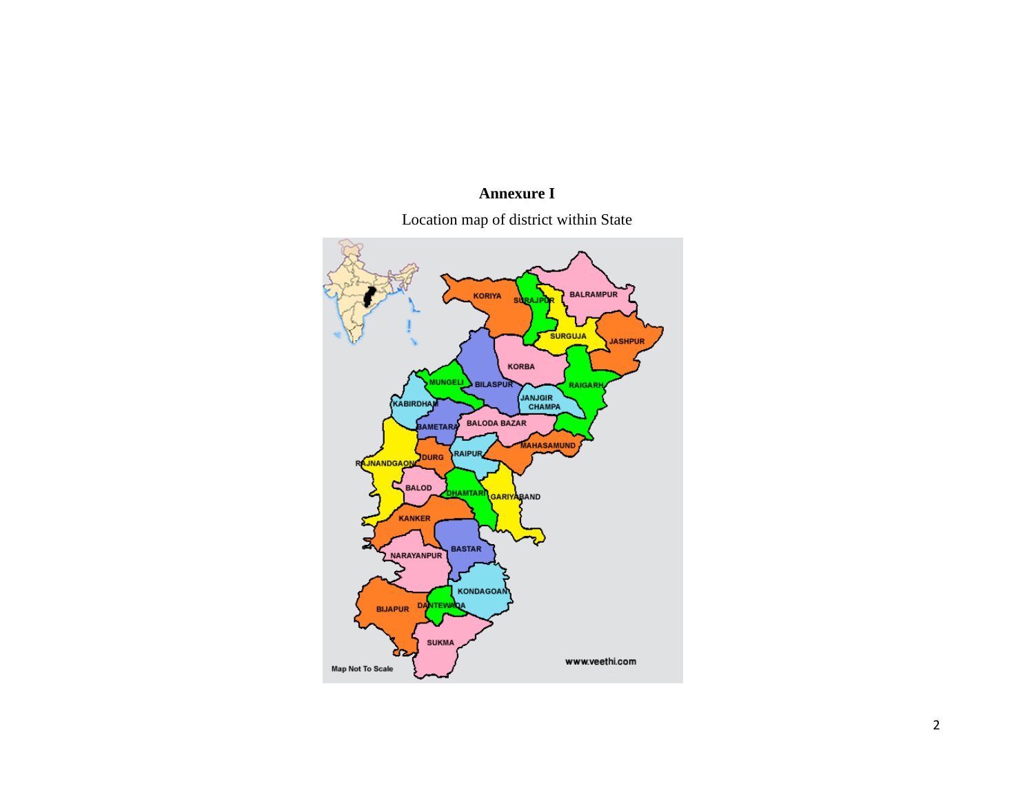**Annexure I**

Location map of district within State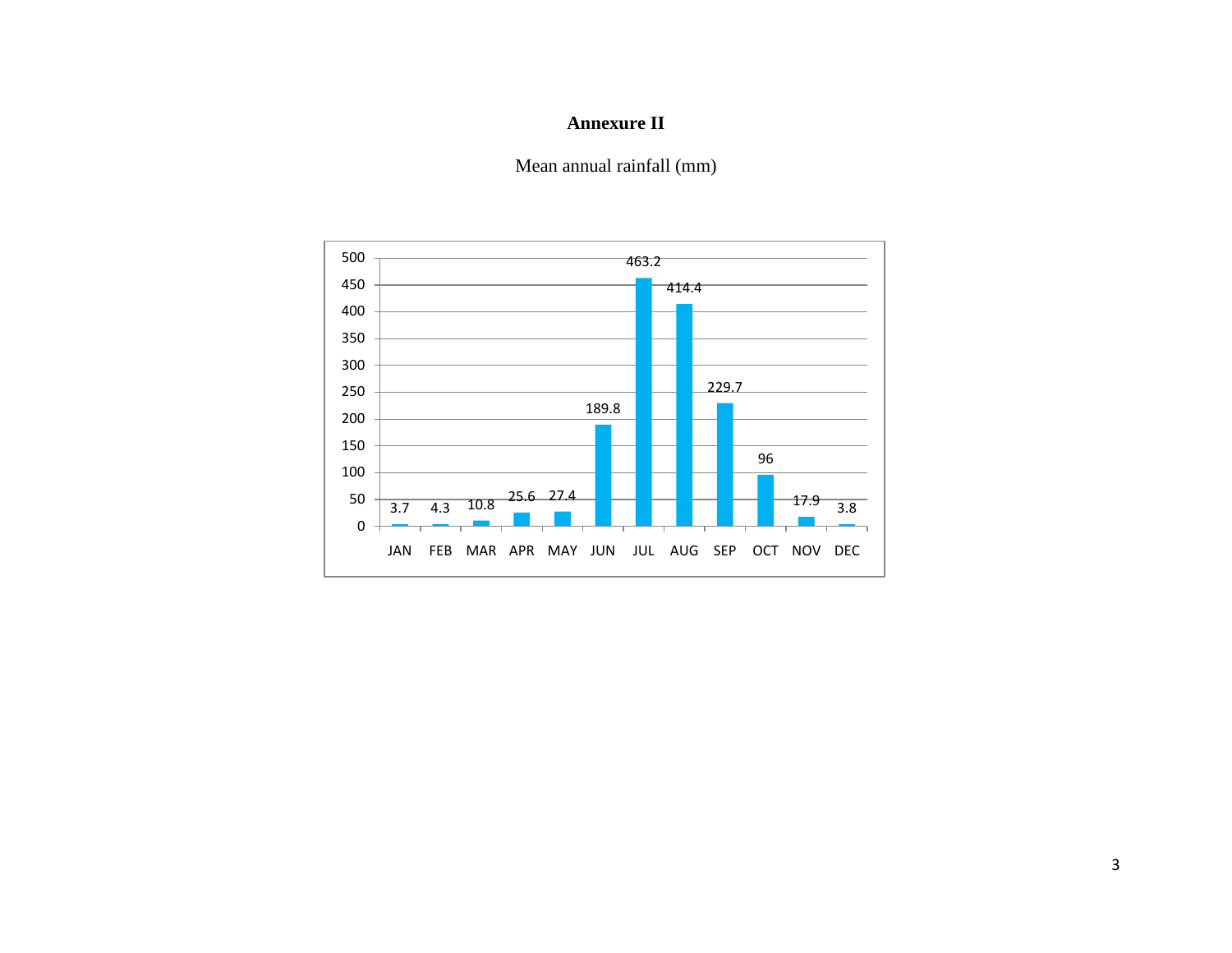# Annexure II

Mean annual rainfall (mm)

| Month | Rainfall (mm) |
|---|---|
| JAN | 3.7 |
| FEB | 4.3 |
| MAR | 10.8 |
| APR | 25.6 |
| MAY | 27.4 |
| JUN | 189.8 |
| JUL | 463.2 |
| AUG | 414.4 |
| SEP | 229.7 |
| OCT | 96 |
| NOV | 17.9 |
| DEC | 3.8 |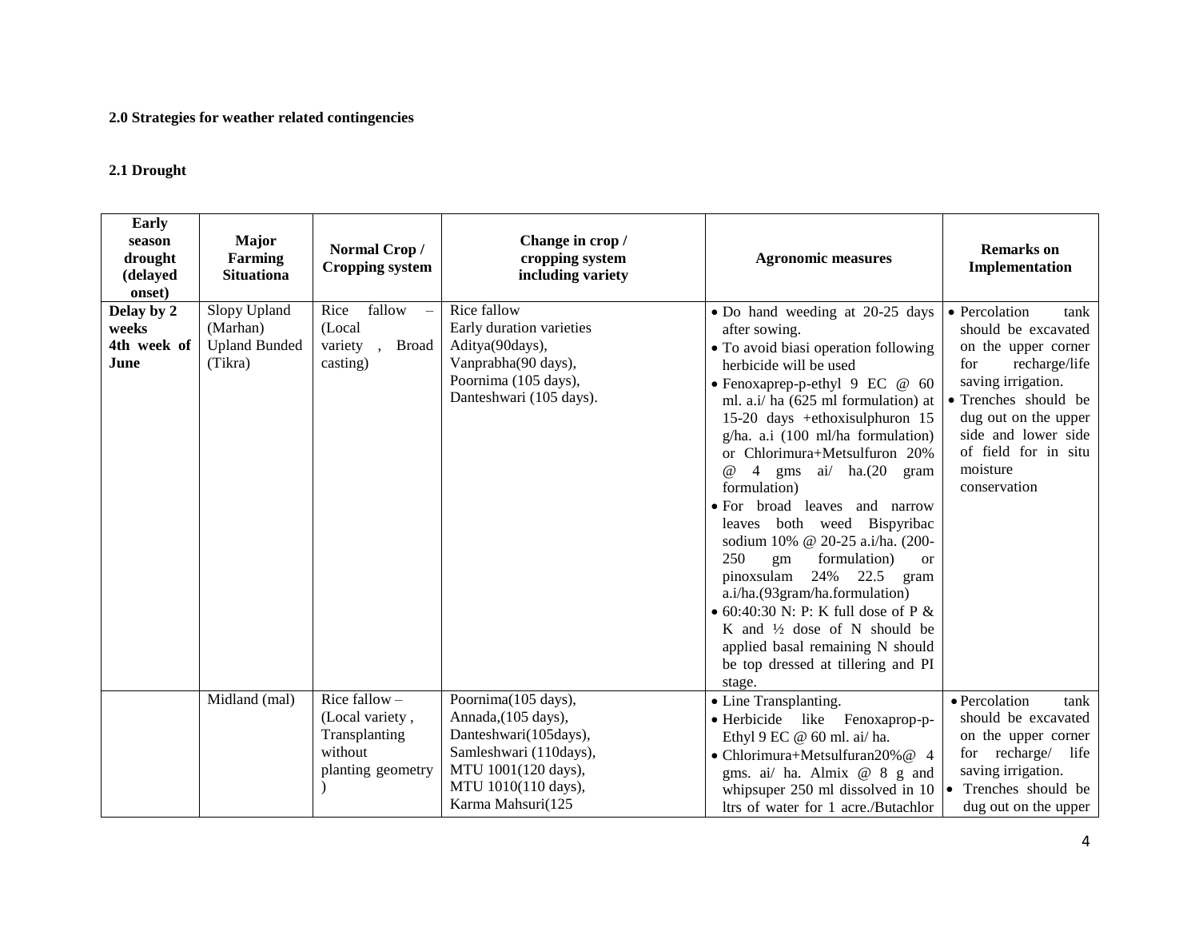**2.0 Strategies for weather related contingencies**

**2.1 Drought**

| Early season drought (delayed onset) | Major Farming Situationa | Normal Crop / Cropping system | Change in crop / cropping system including variety | Agronomic measures | Remarks on Implementation |
|---|---|---|---|---|---|
| **Delay by 2 weeks 4th week of June** | Slopy Upland (Marhan) Upland Bunded (Tikra) | Rice fallow – (Local variety , Broad casting) | Rice fallow<br>Early duration varieties Aditya(90days), Vanprabha(90 days), Poornima (105 days), Danteshwari (105 days). | • Do hand weeding at 20-25 days after sowing.<br>• To avoid biasi operation following herbicide will be used<br>• Fenoxaprep-p-ethyl 9 EC @ 60 ml. a.i/ ha (625 ml formulation) at 15-20 days +ethoxisulphuron 15 g/ha. a.i (100 ml/ha formulation) or Chlorimura+Metsulfuron 20% @ 4 gms ai/ ha.(20 gram formulation)<br>• For broad leaves and narrow leaves both weed Bispyribac sodium 10% @ 20-25 a.i/ha. (200-250 gm formulation) or pinoxsulam 24% 22.5 gram a.i/ha.(93gram/ha.formulation)<br>• 60:40:30 N: P: K full dose of P & K and ½ dose of N should be applied basal remaining N should be top dressed at tillering and PI stage. | • Percolation tank should be excavated on the upper corner for recharge/life saving irrigation.<br>• Trenches should be dug out on the upper side and lower side of field for in situ moisture conservation |
| | Midland (mal) | Rice fallow – (Local variety , Transplanting without planting geometry ) | Poornima(105 days), Annada,(105 days), Danteshwari(105days), Samleshwari (110days), MTU 1001(120 days), MTU 1010(110 days), Karma Mahsuri(125 | • Line Transplanting.<br>• Herbicide like Fenoxaprop-p-Ethyl 9 EC @ 60 ml. ai/ ha.<br>• Chlorimura+Metsulfuran20%@ 4 gms. ai/ ha. Almix @ 8 g and whipsuper 250 ml dissolved in 10 ltrs of water for 1 acre./Butachlor | • Percolation tank should be excavated on the upper corner for recharge/ life saving irrigation.<br>• Trenches should be dug out on the upper |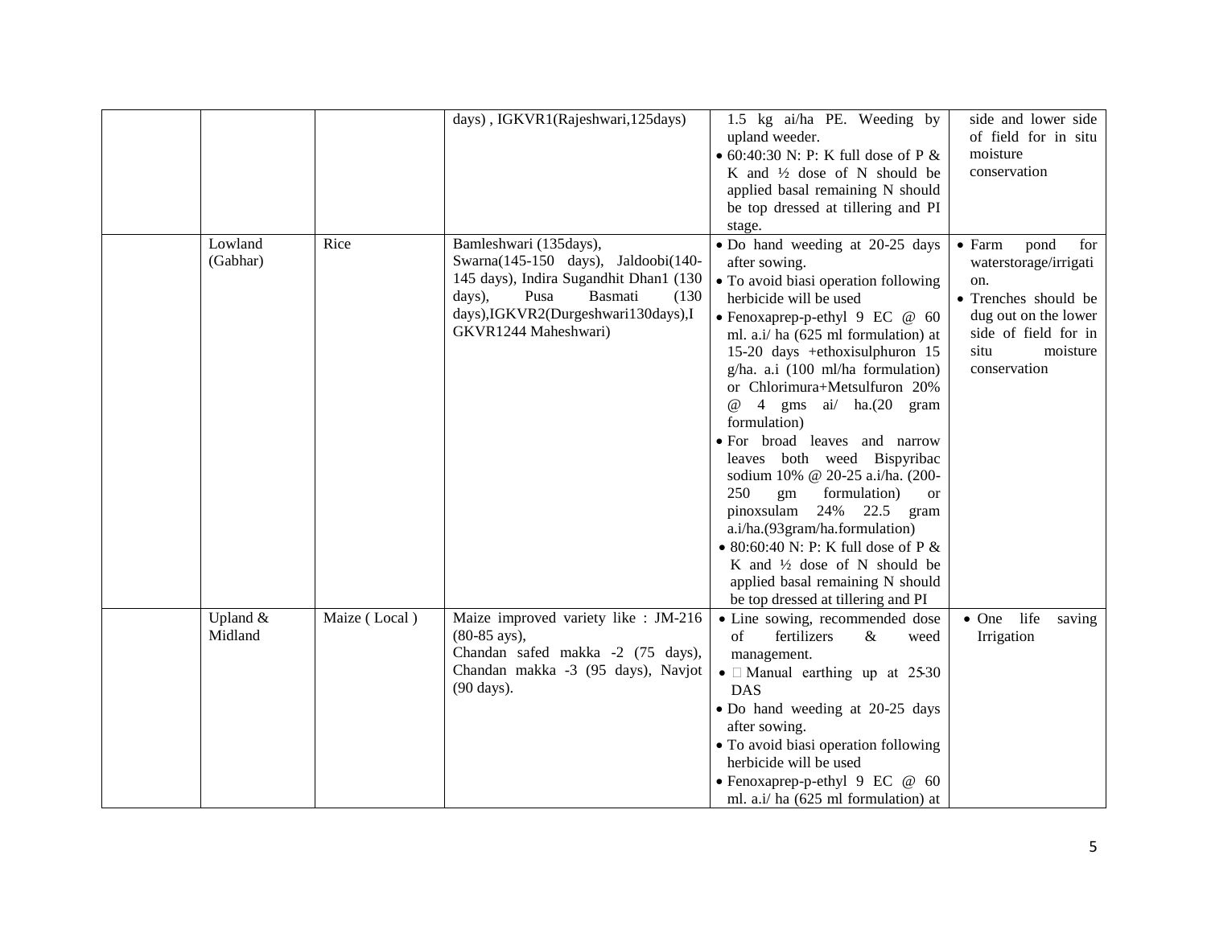| | | | | |
|---|---|---|---|---|
| | | days) , IGKVR1(Rajeshwari,125days) | 1.5 kg ai/ha PE. Weeding by upland weeder.<br>• 60:40:30 N: P: K full dose of P & K and ½ dose of N should be applied basal remaining N should be top dressed at tillering and PI stage. | side and lower side of field for in situ moisture conservation |
| Lowland (Gabhar) | Rice | Bamleshwari (135days), Swarna(145-150 days), Jaldoobi(140-145 days), Indira Sugandhit Dhan1 (130 days), Pusa Basmati (130 days),IGKVR2(Durgeshwari130days),IGKVR1244 Maheshwari) | • Do hand weeding at 20-25 days after sowing.<br>• To avoid biasi operation following herbicide will be used<br>• Fenoxaprep-p-ethyl 9 EC @ 60 ml. a.i/ ha (625 ml formulation) at 15-20 days +ethoxisulphuron 15 g/ha. a.i (100 ml/ha formulation) or Chlorimura+Metsulfuron 20% @ 4 gms ai/ ha.(20 gram formulation)<br>• For broad leaves and narrow leaves both weed Bispyribac sodium 10% @ 20-25 a.i/ha. (200-250 gm formulation) or pinoxsulam 24% 22.5 gram a.i/ha.(93gram/ha.formulation)<br>• 80:60:40 N: P: K full dose of P & K and ½ dose of N should be applied basal remaining N should be top dressed at tillering and PI | • Farm pond for waterstorage/irrigation.<br>• Trenches should be dug out on the lower side of field for in situ moisture conservation |
| Upland & Midland | Maize ( Local ) | Maize improved variety like : JM-216 (80-85 ays),<br>Chandan safed makka -2 (75 days), Chandan makka -3 (95 days), Navjot (90 days). | • Line sowing, recommended dose of fertilizers & weed management.<br>• Manual earthing up at 25-30 DAS<br>• Do hand weeding at 20-25 days after sowing.<br>• To avoid biasi operation following herbicide will be used<br>• Fenoxaprep-p-ethyl 9 EC @ 60 ml. a.i/ ha (625 ml formulation) at | • One life saving Irrigation |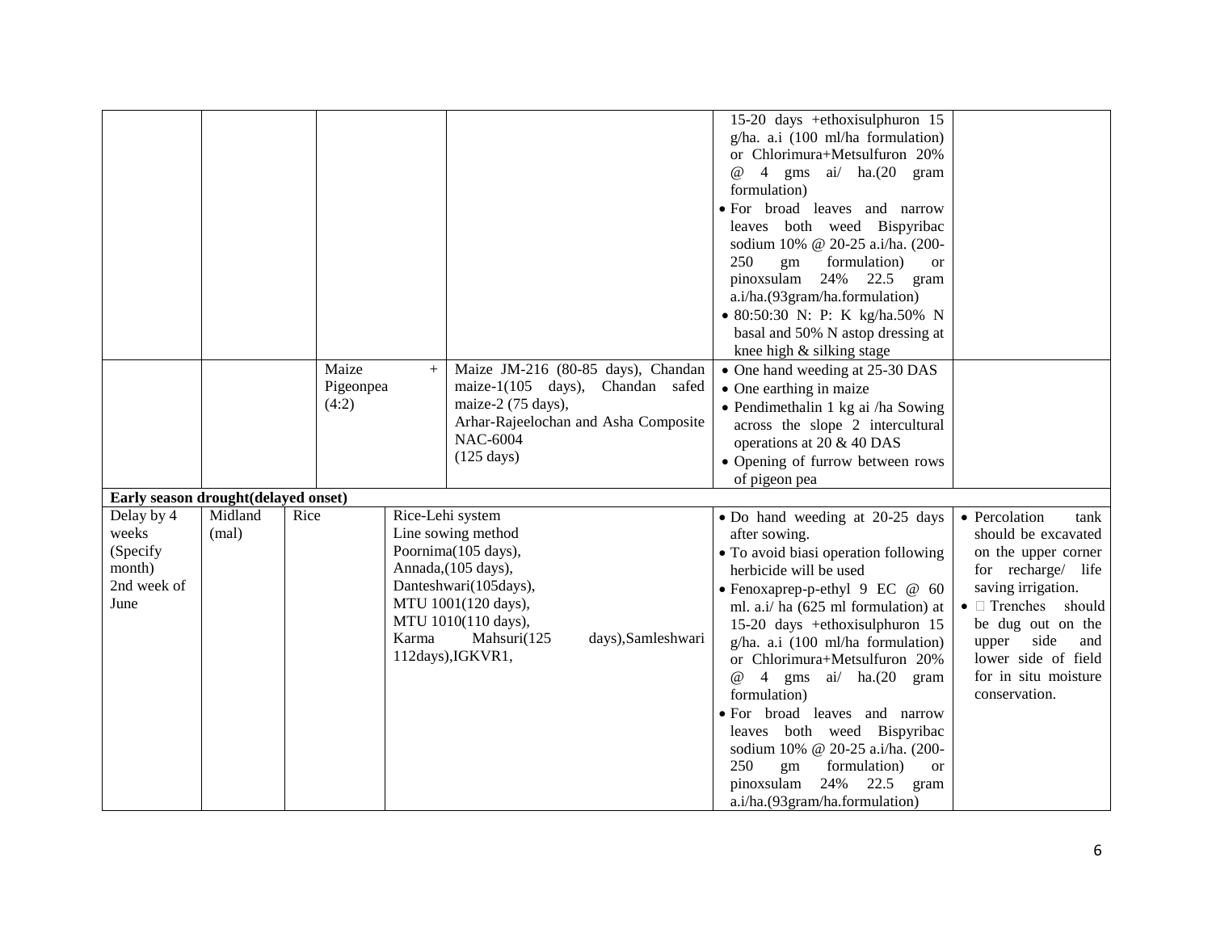| | | | | | |
|---|---|---|---|---|---|
| | | | | 15-20 days +ethoxisulphuron 15 g/ha. a.i (100 ml/ha formulation) or Chlorimura+Metsulfuron 20% @ 4 gms ai/ ha.(20 gram formulation)<br>• For broad leaves and narrow leaves both weed Bispyribac sodium 10% @ 20-25 a.i/ha. (200-250 gm formulation) or pinoxsulam 24% 22.5 gram a.i/ha.(93gram/ha.formulation)<br>• 80:50:30 N: P: K kg/ha.50% N basal and 50% N astop dressing at knee high & silking stage | |
| | | Maize + Pigeonpea (4:2) | Maize JM-216 (80-85 days), Chandan maize-1(105 days), Chandan safed maize-2 (75 days),<br>Arhar-Rajeelochan and Asha Composite NAC-6004<br>(125 days) | • One hand weeding at 25-30 DAS<br>• One earthing in maize<br>• Pendimethalin 1 kg ai /ha Sowing across the slope 2 intercultural operations at 20 & 40 DAS<br>• Opening of furrow between rows of pigeon pea | |
| **Early season drought(delayed onset)** | | | | | |
| Delay by 4 weeks (Specify month) 2nd week of June | Midland (mal) | Rice | Rice-Lehi system<br>Line sowing method<br>Poornima(105 days),<br>Annada,(105 days),<br>Danteshwari(105days),<br>MTU 1001(120 days),<br>MTU 1010(110 days),<br>Karma Mahsuri(125 days),Samleshwari 112days),IGKVR1, | • Do hand weeding at 20-25 days after sowing.<br>• To avoid biasi operation following herbicide will be used<br>• Fenoxaprep-p-ethyl 9 EC @ 60 ml. a.i/ ha (625 ml formulation) at 15-20 days +ethoxisulphuron 15 g/ha. a.i (100 ml/ha formulation) or Chlorimura+Metsulfuron 20% @ 4 gms ai/ ha.(20 gram formulation)<br>• For broad leaves and narrow leaves both weed Bispyribac sodium 10% @ 20-25 a.i/ha. (200-250 gm formulation) or pinoxsulam 24% 22.5 gram a.i/ha.(93gram/ha.formulation) | • Percolation tank should be excavated on the upper corner for recharge/ life saving irrigation.<br>• Trenches should be dug out on the upper side and lower side of field for in situ moisture conservation. |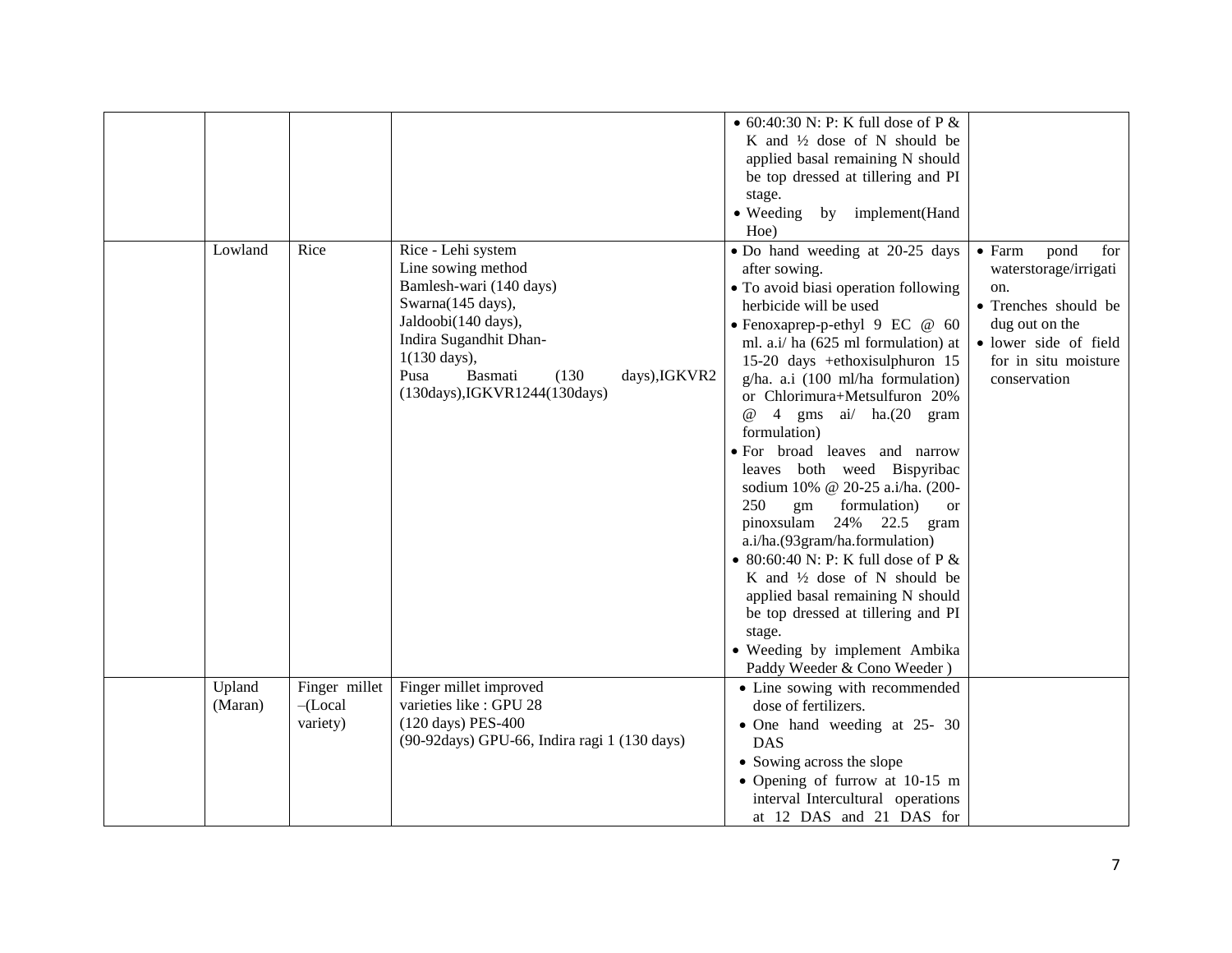| | | | | |
|---|---|---|---|---|
| | | | • 60:40:30 N: P: K full dose of P & K and ½ dose of N should be applied basal remaining N should be top dressed at tillering and PI stage.<br>• Weeding by implement(Hand Hoe) | |
| | Lowland | Rice | Rice - Lehi system<br>Line sowing method<br>Bamlesh-wari (140 days)<br>Swarna(145 days),<br>Jaldoobi(140 days),<br>Indira Sugandhit Dhan-1(130 days),<br>Pusa Basmati (130 days),IGKVR2 (130days),IGKVR1244(130days) | • Do hand weeding at 20-25 days after sowing.<br>• To avoid biasi operation following herbicide will be used<br>• Fenoxaprep-p-ethyl 9 EC @ 60 ml. a.i/ ha (625 ml formulation) at 15-20 days +ethoxisulphuron 15 g/ha. a.i (100 ml/ha formulation) or Chlorimura+Metsulfuron 20% @ 4 gms ai/ ha.(20 gram formulation)<br>• For broad leaves and narrow leaves both weed Bispyribac sodium 10% @ 20-25 a.i/ha. (200-250 gm formulation) or pinoxsulam 24% 22.5 gram a.i/ha.(93gram/ha.formulation)<br>• 80:60:40 N: P: K full dose of P & K and ½ dose of N should be applied basal remaining N should be top dressed at tillering and PI stage.<br>• Weeding by implement Ambika Paddy Weeder & Cono Weeder ) | • Farm pond for waterstorage/irrigation.<br>• Trenches should be dug out on the<br>• lower side of field for in situ moisture conservation |
| | Upland (Maran) | Finger millet –(Local variety) | Finger millet improved varieties like : GPU 28 (120 days) PES-400 (90-92days) GPU-66, Indira ragi 1 (130 days) | • Line sowing with recommended dose of fertilizers.<br>• One hand weeding at 25- 30 DAS<br>• Sowing across the slope<br>• Opening of furrow at 10-15 m interval Intercultural operations at 12 DAS and 21 DAS for | |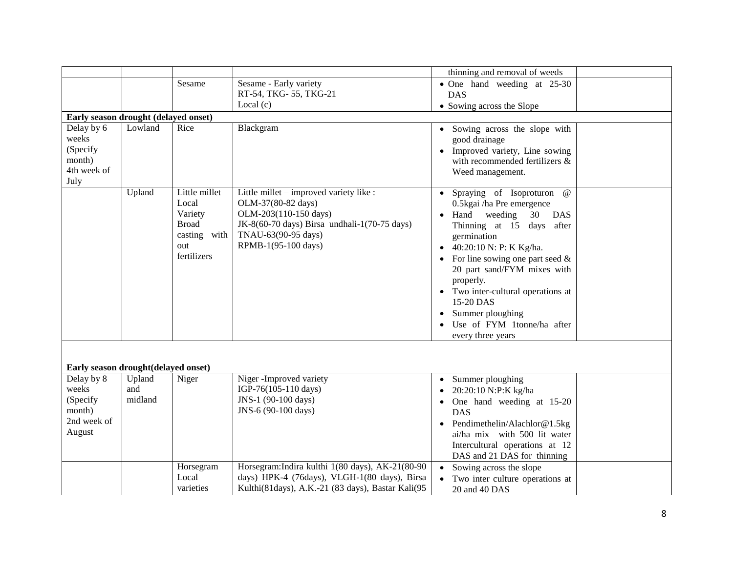| | | | | thinning and removal of weeds | |
|---|---|---|---|---|---|
| | | Sesame | Sesame - Early variety<br>RT-54, TKG- 55, TKG-21<br>Local (c) | • One hand weeding at 25-30 DAS<br>• Sowing across the Slope | |
| **Early season drought (delayed onset)** | | | | | |
| Delay by 6 weeks (Specify month) 4th week of July | Lowland | Rice | Blackgram | • Sowing across the slope with good drainage<br>• Improved variety, Line sowing with recommended fertilizers & Weed management. | |
| | Upland | Little millet Local Variety Broad casting with out fertilizers | Little millet – improved variety like :<br>OLM-37(80-82 days)<br>OLM-203(110-150 days)<br>JK-8(60-70 days) Birsa undhali-1(70-75 days)<br>TNAU-63(90-95 days)<br>RPMB-1(95-100 days) | • Spraying of Isoproturon @ 0.5kgai /ha Pre emergence<br>• Hand weeding 30 DAS Thinning at 15 days after germination<br>• 40:20:10 N: P: K Kg/ha.<br>• For line sowing one part seed & 20 part sand/FYM mixes with properly.<br>• Two inter-cultural operations at 15-20 DAS<br>• Summer ploughing<br>• Use of FYM 1tonne/ha after every three years | |
| **Early season drought(delayed onset)** | | | | | |
| Delay by 8 weeks (Specify month) 2nd week of August | Upland and midland | Niger | Niger -Improved variety<br>IGP-76(105-110 days)<br>JNS-1 (90-100 days)<br>JNS-6 (90-100 days) | • Summer ploughing<br>• 20:20:10 N:P:K kg/ha<br>• One hand weeding at 15-20 DAS<br>• Pendimethelin/Alachlor@1.5kg ai/ha mix with 500 lit water Intercultural operations at 12 DAS and 21 DAS for thinning | |
| | | Horsegram Local varieties | Horsegram:Indira kulthi 1(80 days), AK-21(80-90 days) HPK-4 (76days), VLGH-1(80 days), Birsa Kulthi(81days), A.K.-21 (83 days), Bastar Kali(95 | • Sowing across the slope<br>• Two inter culture operations at 20 and 40 DAS | |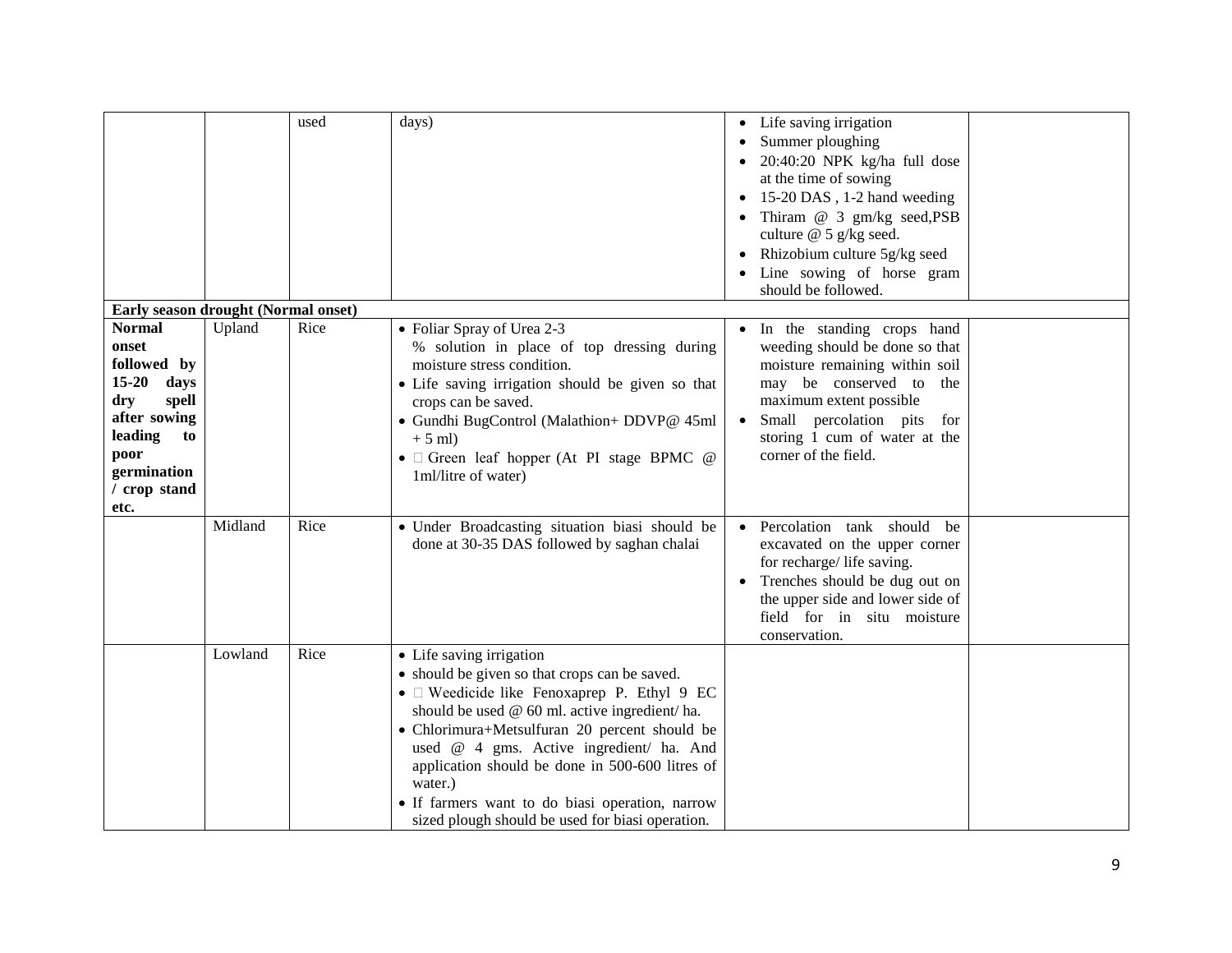| | | | | | |
|---|---|---|---|---|---|
| | | used | days) | • Life saving irrigation<br>• Summer ploughing<br>• 20:40:20 NPK kg/ha full dose at the time of sowing<br>• 15-20 DAS , 1-2 hand weeding<br>• Thiram @ 3 gm/kg seed,PSB culture @ 5 g/kg seed.<br>• Rhizobium culture 5g/kg seed<br>• Line sowing of horse gram should be followed. | |
| **Early season drought (Normal onset)** | | | | | |
| **Normal onset followed by 15-20 days dry spell after sowing leading to poor germination / crop stand etc.** | Upland | Rice | • Foliar Spray of Urea 2-3 % solution in place of top dressing during moisture stress condition.<br>• Life saving irrigation should be given so that crops can be saved.<br>• Gundhi BugControl (Malathion+ DDVP@ 45ml + 5 ml)<br>•  Green leaf hopper (At PI stage BPMC @ 1ml/litre of water) | • In the standing crops hand weeding should be done so that moisture remaining within soil may be conserved to the maximum extent possible<br>• Small percolation pits for storing 1 cum of water at the corner of the field. | |
| | Midland | Rice | • Under Broadcasting situation biasi should be done at 30-35 DAS followed by saghan chalai | • Percolation tank should be excavated on the upper corner for recharge/ life saving.<br>• Trenches should be dug out on the upper side and lower side of field for in situ moisture conservation. | |
| | Lowland | Rice | • Life saving irrigation<br>• should be given so that crops can be saved.<br>•  Weedicide like Fenoxaprep P. Ethyl 9 EC should be used @ 60 ml. active ingredient/ ha.<br>• Chlorimura+Metsulfuran 20 percent should be used @ 4 gms. Active ingredient/ ha. And application should be done in 500-600 litres of water.)<br>• If farmers want to do biasi operation, narrow sized plough should be used for biasi operation. | | |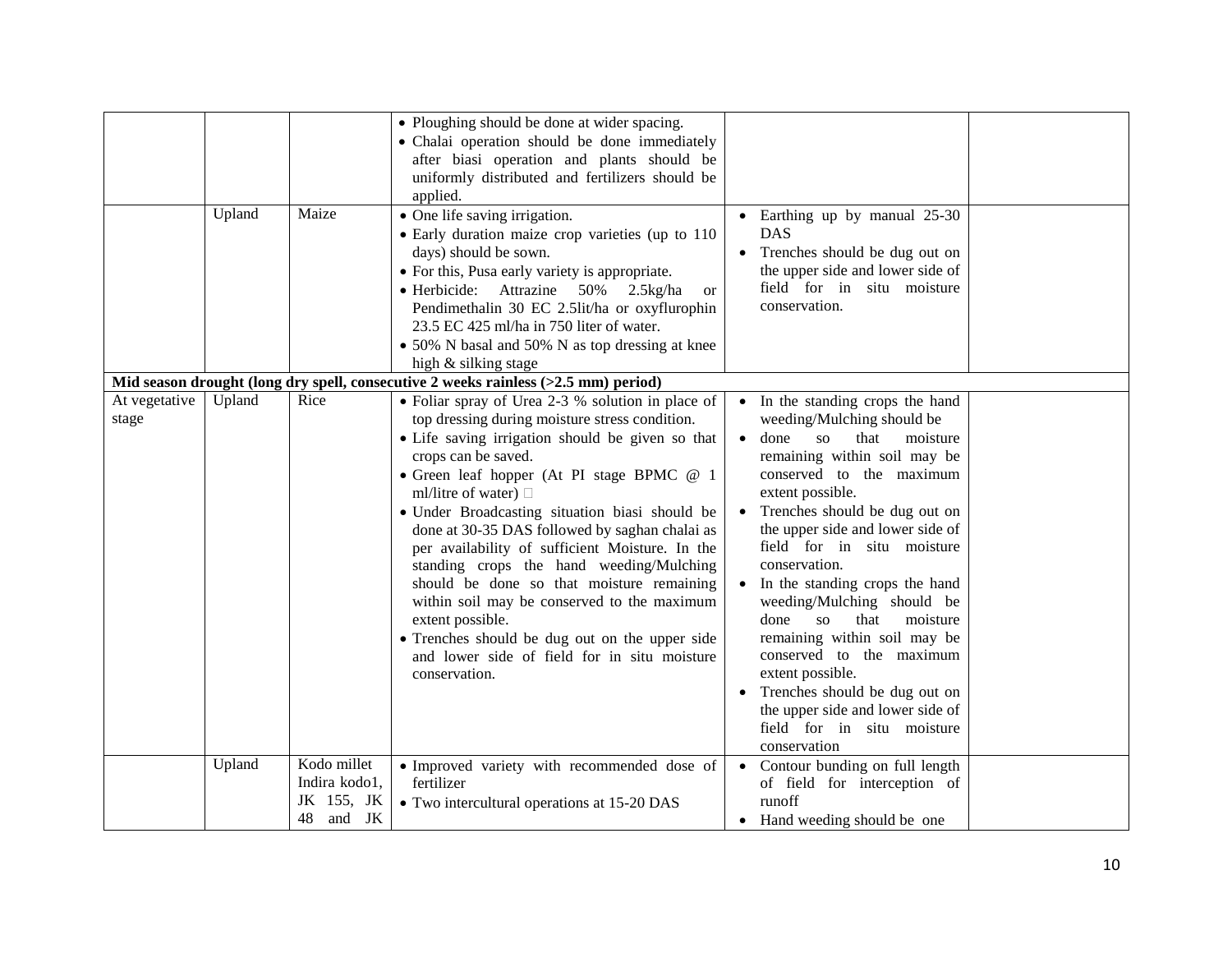| | | | | | |
|---|---|---|---|---|---|
| | | | • Ploughing should be done at wider spacing.<br>• Chalai operation should be done immediately after biasi operation and plants should be uniformly distributed and fertilizers should be applied. | | |
| | Upland | Maize | • One life saving irrigation.<br>• Early duration maize crop varieties (up to 110 days) should be sown.<br>• For this, Pusa early variety is appropriate.<br>• Herbicide: Attrazine 50% 2.5kg/ha or Pendimethalin 30 EC 2.5lit/ha or oxyflurophin 23.5 EC 425 ml/ha in 750 liter of water.<br>• 50% N basal and 50% N as top dressing at knee high & silking stage | • Earthing up by manual 25-30 DAS<br>• Trenches should be dug out on the upper side and lower side of field for in situ moisture conservation. | |
| **Mid season drought (long dry spell, consecutive 2 weeks rainless (>2.5 mm) period)** | | | | | |
| At vegetative stage | Upland | Rice | • Foliar spray of Urea 2-3 % solution in place of top dressing during moisture stress condition.<br>• Life saving irrigation should be given so that crops can be saved.<br>• Green leaf hopper (At PI stage BPMC @ 1 ml/litre of water) <br>• Under Broadcasting situation biasi should be done at 30-35 DAS followed by saghan chalai as per availability of sufficient Moisture. In the standing crops the hand weeding/Mulching should be done so that moisture remaining within soil may be conserved to the maximum extent possible.<br>• Trenches should be dug out on the upper side and lower side of field for in situ moisture conservation. | • In the standing crops the hand weeding/Mulching should be<br>• done so that moisture remaining within soil may be conserved to the maximum extent possible.<br>• Trenches should be dug out on the upper side and lower side of field for in situ moisture conservation.<br>• In the standing crops the hand weeding/Mulching should be done so that moisture remaining within soil may be conserved to the maximum extent possible.<br>• Trenches should be dug out on the upper side and lower side of field for in situ moisture conservation | |
| | Upland | Kodo millet Indira kodo1, JK 155, JK 48 and JK | • Improved variety with recommended dose of fertilizer<br>• Two intercultural operations at 15-20 DAS | • Contour bunding on full length of field for interception of runoff<br>• Hand weeding should be one | |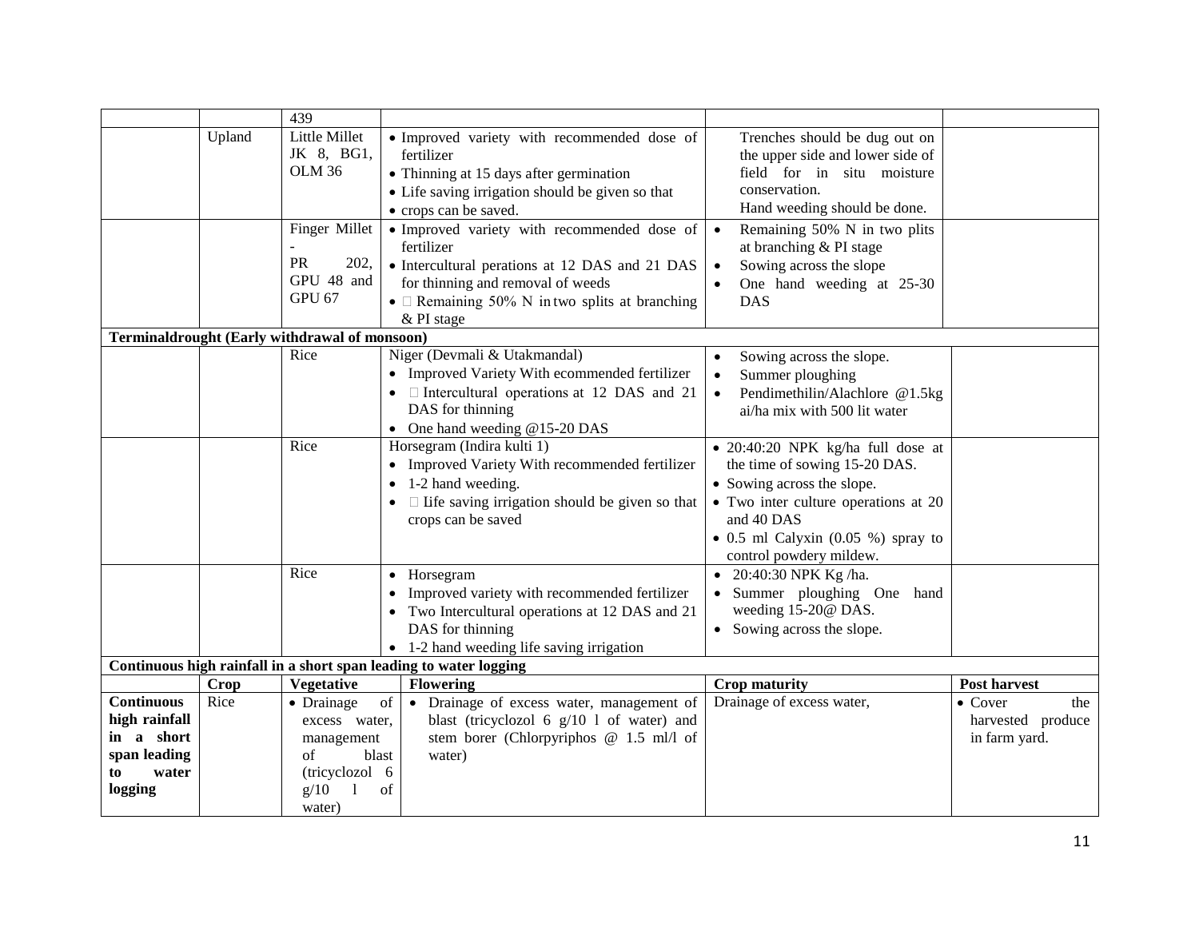|  |  |  |  |  |  |
|---|---|---|---|---|---|
|  |  | 439 |  |  |  |
|  | Upland | Little Millet JK 8, BG1, OLM 36 | • Improved variety with recommended dose of fertilizer<br>• Thinning at 15 days after germination<br>• Life saving irrigation should be given so that<br>• crops can be saved. | Trenches should be dug out on the upper side and lower side of field for in situ moisture conservation.<br>Hand weeding should be done. |  |
|  |  | Finger Millet - PR 202, GPU 48 and GPU 67 | • Improved variety with recommended dose of fertilizer<br>• Intercultural perations at 12 DAS and 21 DAS for thinning and removal of weeds<br>•  Remaining 50% N in two splits at branching & PI stage | • Remaining 50% N in two plits at branching & PI stage<br>• Sowing across the slope<br>• One hand weeding at 25-30 DAS |  |
| **Terminaldrought (Early withdrawal of monsoon)** |  |  |  |  |  |
|  |  | Rice | Niger (Devmali & Utakmandal)<br>• Improved Variety With ecommended fertilizer<br>•  Intercultural operations at 12 DAS and 21 DAS for thinning<br>• One hand weeding @15-20 DAS | • Sowing across the slope.<br>• Summer ploughing<br>• Pendimethilin/Alachlore @1.5kg ai/ha mix with 500 lit water |  |
|  |  | Rice | Horsegram (Indira kulti 1)<br>• Improved Variety With recommended fertilizer<br>• 1-2 hand weeding.<br>•  Iife saving irrigation should be given so that crops can be saved | • 20:40:20 NPK kg/ha full dose at the time of sowing 15-20 DAS.<br>• Sowing across the slope.<br>• Two inter culture operations at 20 and 40 DAS<br>• 0.5 ml Calyxin (0.05 %) spray to control powdery mildew. |  |
|  |  | Rice | • Horsegram<br>• Improved variety with recommended fertilizer<br>• Two Intercultural operations at 12 DAS and 21 DAS for thinning<br>• 1-2 hand weeding life saving irrigation | • 20:40:30 NPK Kg /ha.<br>• Summer ploughing One hand weeding 15-20@ DAS.<br>• Sowing across the slope. |  |
| **Continuous high rainfall in a short span leading to water logging** |  |  |  |  |  |
|  | **Crop** | **Vegetative** | **Flowering** | **Crop maturity** | **Post harvest** |
| **Continuous high rainfall in a short span leading to water logging** | Rice | • Drainage of excess water, management of blast (tricyclozol 6 g/10 l of water) | • Drainage of excess water, management of blast (tricyclozol 6 g/10 l of water) and stem borer (Chlorpyriphos @ 1.5 ml/l of water) | Drainage of excess water, | • Cover the harvested produce in farm yard. |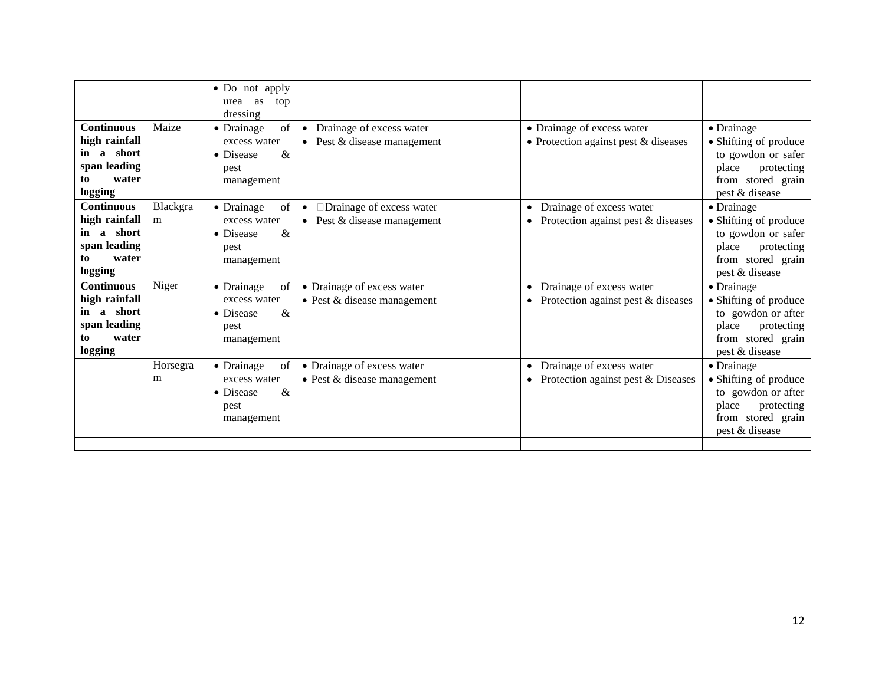| | | | | | |
|---|---|---|---|---|---|
| | | • Do not apply urea as top dressing | | | |
| **Continuous high rainfall in a short span leading to water logging** | Maize | • Drainage of excess water<br>• Disease & pest management | • Drainage of excess water<br>• Pest & disease management | • Drainage of excess water<br>• Protection against pest & diseases | • Drainage<br>• Shifting of produce to gowdon or safer place protecting from stored grain pest & disease |
| **Continuous high rainfall in a short span leading to water logging** | Blackgram | • Drainage of excess water<br>• Disease & pest management | • Drainage of excess water<br>• Pest & disease management | • Drainage of excess water<br>• Protection against pest & diseases | • Drainage<br>• Shifting of produce to gowdon or safer place protecting from stored grain pest & disease |
| **Continuous high rainfall in a short span leading to water logging** | Niger | • Drainage of excess water<br>• Disease & pest management | • Drainage of excess water<br>• Pest & disease management | • Drainage of excess water<br>• Protection against pest & diseases | • Drainage<br>• Shifting of produce to gowdon or after place protecting from stored grain pest & disease |
| | Horsegram | • Drainage of excess water<br>• Disease & pest management | • Drainage of excess water<br>• Pest & disease management | • Drainage of excess water<br>• Protection against pest & Diseases | • Drainage<br>• Shifting of produce to gowdon or after place protecting from stored grain pest & disease |
| | | | | | |